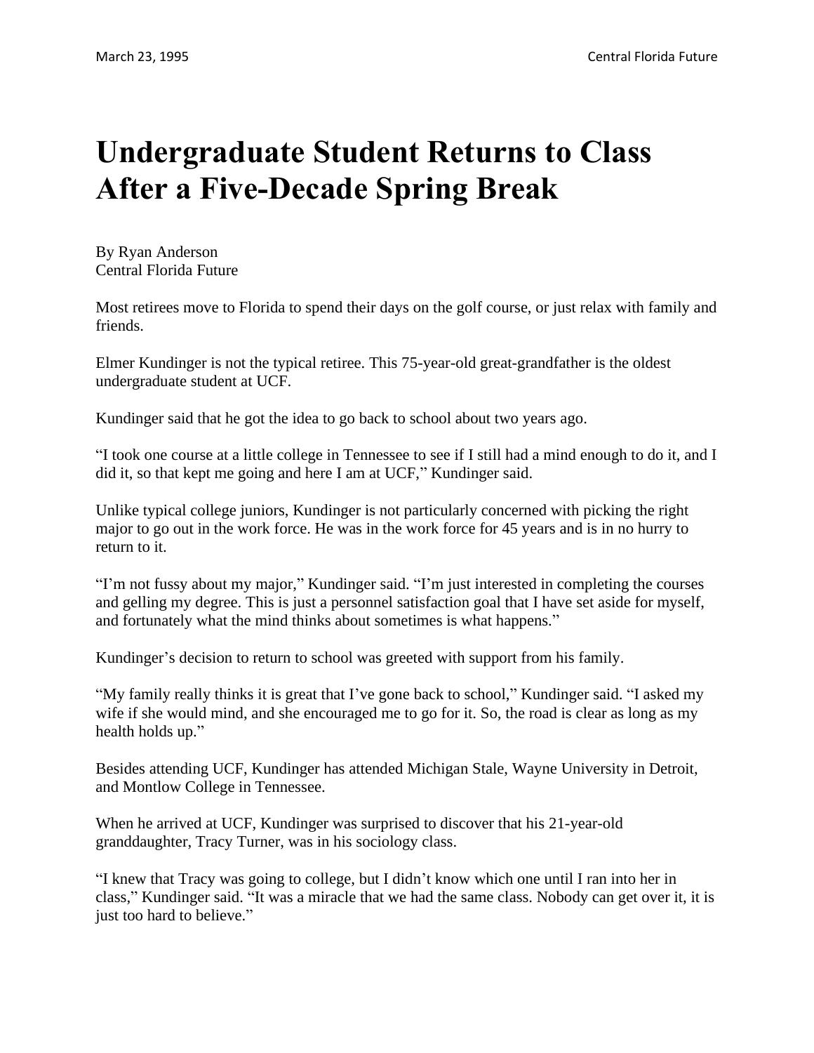# Undergraduate Student Returns to Class After a Five-Decade Spring Break

By Ryan Anderson
Central Florida Future

Most retirees move to Florida to spend their days on the golf course, or just relax with family and friends.

Elmer Kundinger is not the typical retiree. This 75-year-old great-grandfather is the oldest undergraduate student at UCF.

Kundinger said that he got the idea to go back to school about two years ago.

"I took one course at a little college in Tennessee to see if I still had a mind enough to do it, and I did it, so that kept me going and here I am at UCF," Kundinger said.

Unlike typical college juniors, Kundinger is not particularly concerned with picking the right major to go out in the work force. He was in the work force for 45 years and is in no hurry to return to it.

"I'm not fussy about my major," Kundinger said. "I'm just interested in completing the courses and gelling my degree. This is just a personnel satisfaction goal that I have set aside for myself, and fortunately what the mind thinks about sometimes is what happens."

Kundinger's decision to return to school was greeted with support from his family.

"My family really thinks it is great that I've gone back to school," Kundinger said. "I asked my wife if she would mind, and she encouraged me to go for it. So, the road is clear as long as my health holds up."

Besides attending UCF, Kundinger has attended Michigan Stale, Wayne University in Detroit, and Montlow College in Tennessee.

When he arrived at UCF, Kundinger was surprised to discover that his 21-year-old granddaughter, Tracy Turner, was in his sociology class.

"I knew that Tracy was going to college, but I didn't know which one until I ran into her in class," Kundinger said. "It was a miracle that we had the same class. Nobody can get over it, it is just too hard to believe."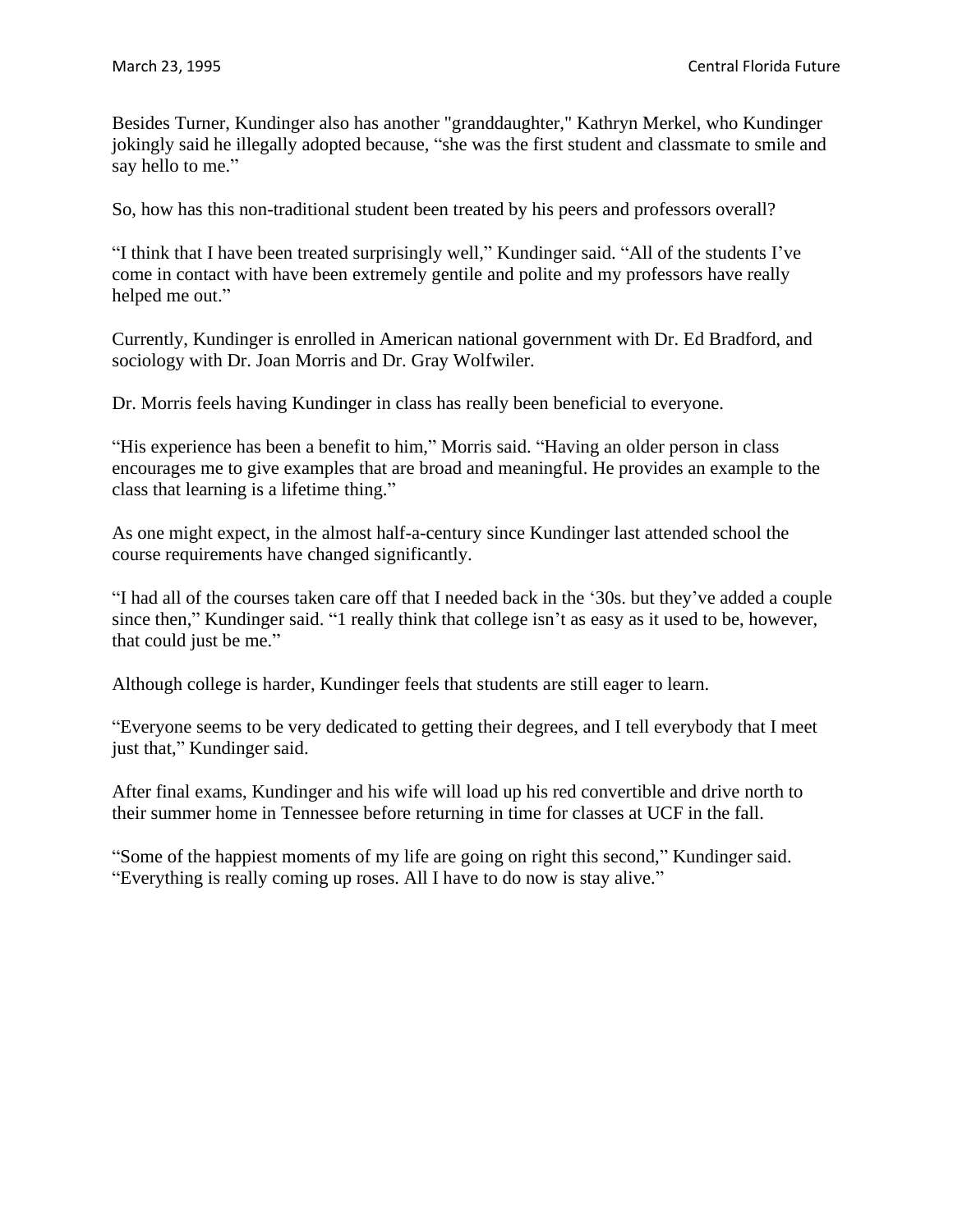Besides Turner, Kundinger also has another "granddaughter," Kathryn Merkel, who Kundinger jokingly said he illegally adopted because, “she was the first student and classmate to smile and say hello to me.”

So, how has this non-traditional student been treated by his peers and professors overall?

“I think that I have been treated surprisingly well,” Kundinger said. “All of the students I’ve come in contact with have been extremely gentile and polite and my professors have really helped me out.”

Currently, Kundinger is enrolled in American national government with Dr. Ed Bradford, and sociology with Dr. Joan Morris and Dr. Gray Wolfwiler.

Dr. Morris feels having Kundinger in class has really been beneficial to everyone.

“His experience has been a benefit to him,” Morris said. “Having an older person in class encourages me to give examples that are broad and meaningful. He provides an example to the class that learning is a lifetime thing.”

As one might expect, in the almost half-a-century since Kundinger last attended school the course requirements have changed significantly.

“I had all of the courses taken care off that I needed back in the ‘30s. but they’ve added a couple since then,” Kundinger said. “1 really think that college isn’t as easy as it used to be, however, that could just be me.”

Although college is harder, Kundinger feels that students are still eager to learn.

“Everyone seems to be very dedicated to getting their degrees, and I tell everybody that I meet just that,” Kundinger said.

After final exams, Kundinger and his wife will load up his red convertible and drive north to their summer home in Tennessee before returning in time for classes at UCF in the fall.

“Some of the happiest moments of my life are going on right this second,” Kundinger said. “Everything is really coming up roses. All I have to do now is stay alive.”